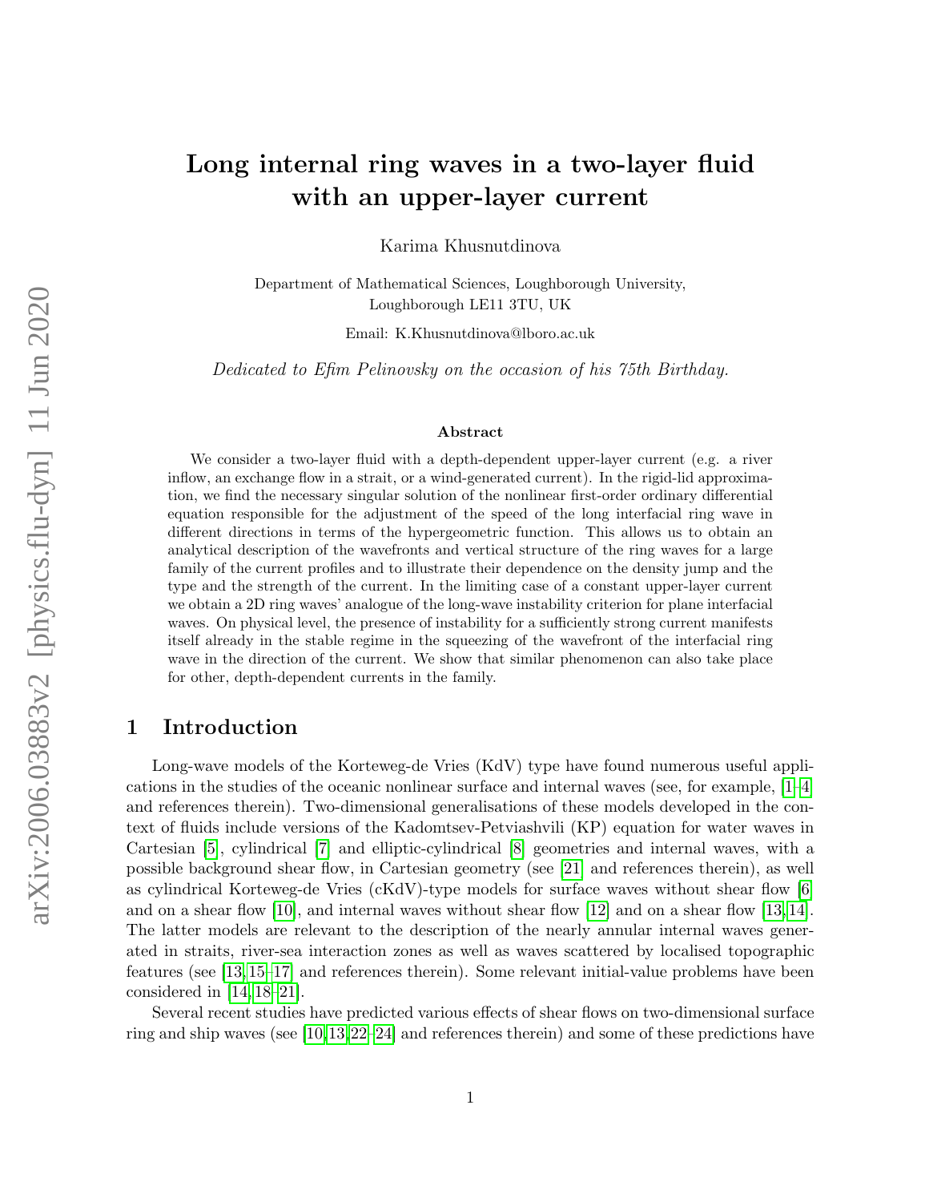# Long internal ring waves in a two-layer fluid with an upper-layer current

Karima Khusnutdinova

Department of Mathematical Sciences, Loughborough University,
Loughborough LE11 3TU, UK

Email: K.Khusnutdinova@lboro.ac.uk

*Dedicated to Efim Pelinovsky on the occasion of his 75th Birthday.*

### Abstract

We consider a two-layer fluid with a depth-dependent upper-layer current (e.g. a river inflow, an exchange flow in a strait, or a wind-generated current). In the rigid-lid approximation, we find the necessary singular solution of the nonlinear first-order ordinary differential equation responsible for the adjustment of the speed of the long interfacial ring wave in different directions in terms of the hypergeometric function. This allows us to obtain an analytical description of the wavefronts and vertical structure of the ring waves for a large family of the current profiles and to illustrate their dependence on the density jump and the type and the strength of the current. In the limiting case of a constant upper-layer current we obtain a 2D ring waves' analogue of the long-wave instability criterion for plane interfacial waves. On physical level, the presence of instability for a sufficiently strong current manifests itself already in the stable regime in the squeezing of the wavefront of the interfacial ring wave in the direction of the current. We show that similar phenomenon can also take place for other, depth-dependent currents in the family.

## 1 Introduction

Long-wave models of the Korteweg-de Vries (KdV) type have found numerous useful applications in the studies of the oceanic nonlinear surface and internal waves (see, for example, [1–4] and references therein). Two-dimensional generalisations of these models developed in the context of fluids include versions of the Kadomtsev-Petviashvili (KP) equation for water waves in Cartesian [5], cylindrical [7] and elliptic-cylindrical [8] geometries and internal waves, with a possible background shear flow, in Cartesian geometry (see [21] and references therein), as well as cylindrical Korteweg-de Vries (cKdV)-type models for surface waves without shear flow [6] and on a shear flow [10], and internal waves without shear flow [12] and on a shear flow [13,14]. The latter models are relevant to the description of the nearly annular internal waves generated in straits, river-sea interaction zones as well as waves scattered by localised topographic features (see [13,15–17] and references therein). Some relevant initial-value problems have been considered in [14,18–21].

Several recent studies have predicted various effects of shear flows on two-dimensional surface ring and ship waves (see [10,13,22–24] and references therein) and some of these predictions have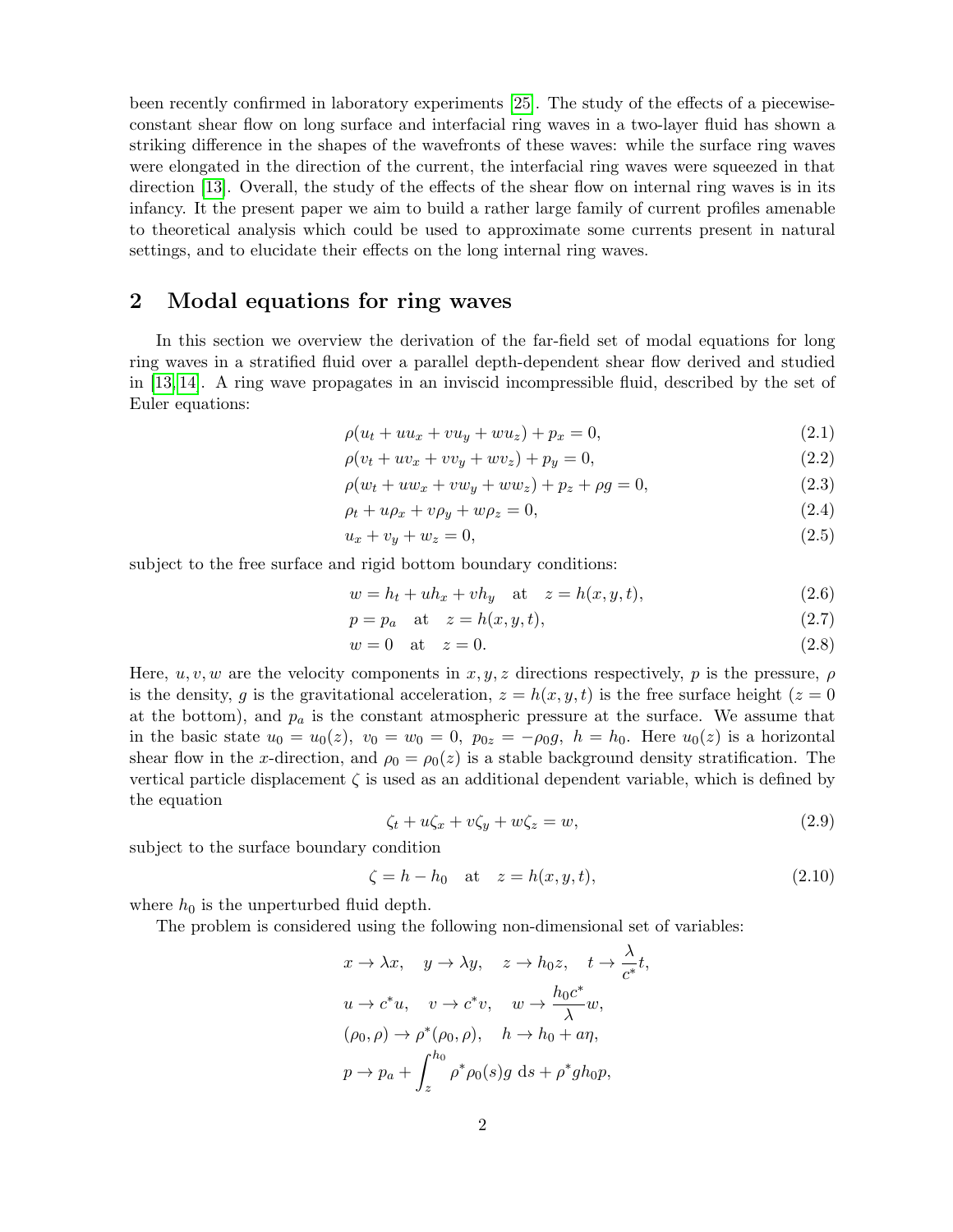been recently confirmed in laboratory experiments [25]. The study of the effects of a piecewise-constant shear flow on long surface and interfacial ring waves in a two-layer fluid has shown a striking difference in the shapes of the wavefronts of these waves: while the surface ring waves were elongated in the direction of the current, the interfacial ring waves were squeezed in that direction [13]. Overall, the study of the effects of the shear flow on internal ring waves is in its infancy. It the present paper we aim to build a rather large family of current profiles amenable to theoretical analysis which could be used to approximate some currents present in natural settings, and to elucidate their effects on the long internal ring waves.

## 2 Modal equations for ring waves

In this section we overview the derivation of the far-field set of modal equations for long ring waves in a stratified fluid over a parallel depth-dependent shear flow derived and studied in [13, 14]. A ring wave propagates in an inviscid incompressible fluid, described by the set of Euler equations:

$$\rho(u_t + uu_x + vu_y + wu_z) + p_x = 0, \tag{2.1}$$

$$\rho(v_t + uv_x + vv_y + wv_z) + p_y = 0, \tag{2.2}$$

$$\rho(w_t + uw_x + vw_y + ww_z) + p_z + \rho g = 0, \tag{2.3}$$

$$\rho_t + u\rho_x + v\rho_y + w\rho_z = 0, \tag{2.4}$$

$$u_x + v_y + w_z = 0, \tag{2.5}$$

subject to the free surface and rigid bottom boundary conditions:

$$w = h_t + uh_x + vh_y \quad \text{at} \quad z = h(x,y,t), \tag{2.6}$$

$$p = p_a \quad \text{at} \quad z = h(x,y,t), \tag{2.7}$$

$$w = 0 \quad \text{at} \quad z = 0. \tag{2.8}$$

Here, $u, v, w$ are the velocity components in $x, y, z$ directions respectively, $p$ is the pressure, $\rho$ is the density, $g$ is the gravitational acceleration, $z = h(x,y,t)$ is the free surface height ($z = 0$ at the bottom), and $p_a$ is the constant atmospheric pressure at the surface. We assume that in the basic state $u_0 = u_0(z)$, $v_0 = w_0 = 0$, $p_{0z} = -\rho_0 g$, $h = h_0$. Here $u_0(z)$ is a horizontal shear flow in the $x$-direction, and $\rho_0 = \rho_0(z)$ is a stable background density stratification. The vertical particle displacement $\zeta$ is used as an additional dependent variable, which is defined by the equation

$$\zeta_t + u\zeta_x + v\zeta_y + w\zeta_z = w, \tag{2.9}$$

subject to the surface boundary condition

$$\zeta = h - h_0 \quad \text{at} \quad z = h(x,y,t), \tag{2.10}$$

where $h_0$ is the unperturbed fluid depth.

The problem is considered using the following non-dimensional set of variables:

$$x \to \lambda x, \quad y \to \lambda y, \quad z \to h_0 z, \quad t \to \frac{\lambda}{c^*} t,$$

$$u \to c^* u, \quad v \to c^* v, \quad w \to \frac{h_0 c^*}{\lambda} w,$$

$$(\rho_0, \rho) \to \rho^*(\rho_0, \rho), \quad h \to h_0 + a\eta,$$

$$p \to p_a + \int_z^{h_0} \rho^* \rho_0(s) g \, \mathrm{d}s + \rho^* g h_0 p,$$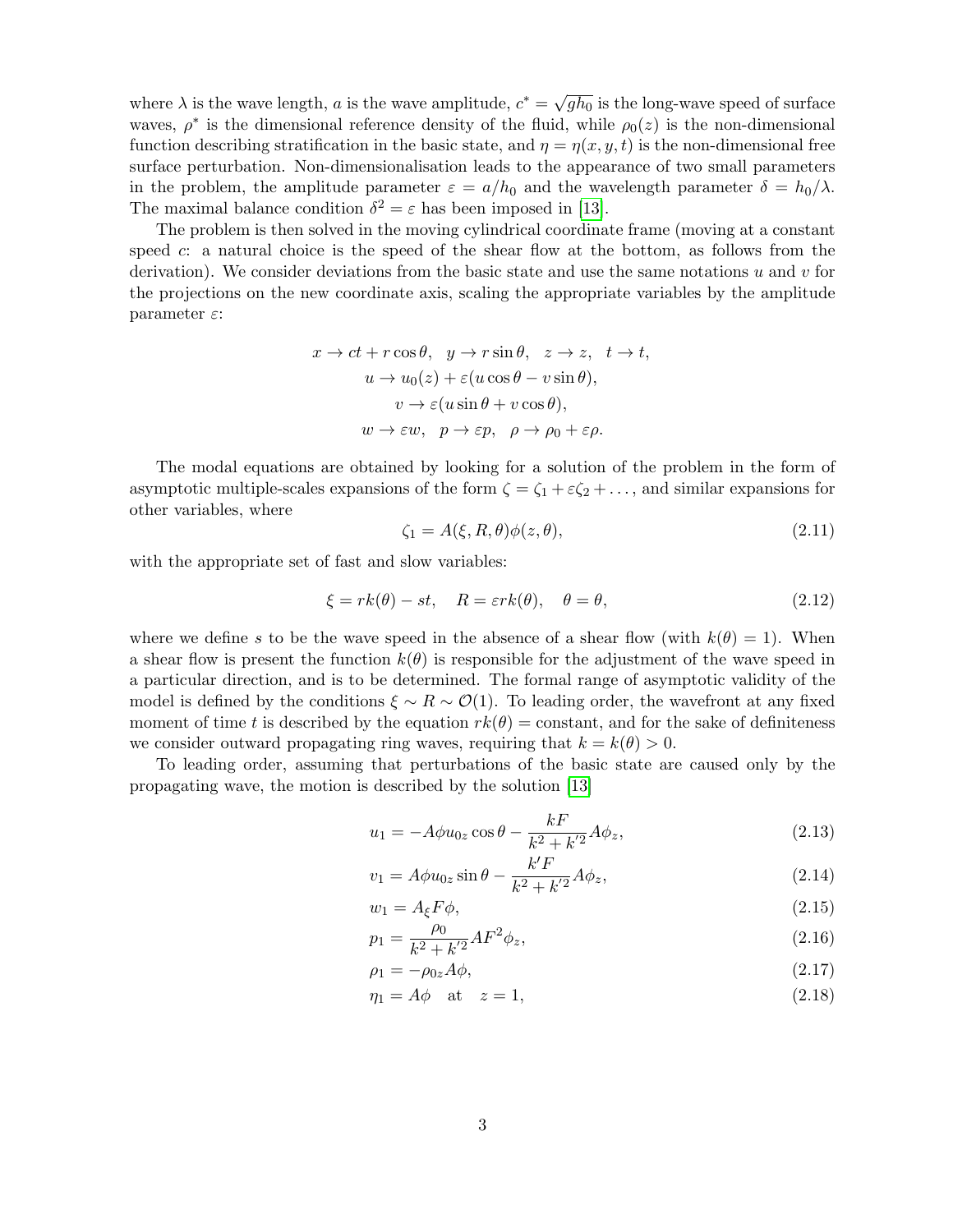where $\lambda$ is the wave length, $a$ is the wave amplitude, $c^* = \sqrt{gh_0}$ is the long-wave speed of surface waves, $\rho^*$ is the dimensional reference density of the fluid, while $\rho_0(z)$ is the non-dimensional function describing stratification in the basic state, and $\eta = \eta(x, y, t)$ is the non-dimensional free surface perturbation. Non-dimensionalisation leads to the appearance of two small parameters in the problem, the amplitude parameter $\varepsilon = a/h_0$ and the wavelength parameter $\delta = h_0/\lambda$. The maximal balance condition $\delta^2 = \varepsilon$ has been imposed in [13].

The problem is then solved in the moving cylindrical coordinate frame (moving at a constant speed $c$: a natural choice is the speed of the shear flow at the bottom, as follows from the derivation). We consider deviations from the basic state and use the same notations $u$ and $v$ for the projections on the new coordinate axis, scaling the appropriate variables by the amplitude parameter $\varepsilon$:

$$x \to ct + r\cos\theta, \quad y \to r\sin\theta, \quad z \to z, \quad t \to t,$$
$$u \to u_0(z) + \varepsilon(u\cos\theta - v\sin\theta),$$
$$v \to \varepsilon(u\sin\theta + v\cos\theta),$$
$$w \to \varepsilon w, \quad p \to \varepsilon p, \quad \rho \to \rho_0 + \varepsilon\rho.$$

The modal equations are obtained by looking for a solution of the problem in the form of asymptotic multiple-scales expansions of the form $\zeta = \zeta_1 + \varepsilon\zeta_2 + \dots$, and similar expansions for other variables, where

$$\zeta_1 = A(\xi, R, \theta)\phi(z, \theta), \tag{2.11}$$

with the appropriate set of fast and slow variables:

$$\xi = rk(\theta) - st, \quad R = \varepsilon rk(\theta), \quad \theta = \theta, \tag{2.12}$$

where we define $s$ to be the wave speed in the absence of a shear flow (with $k(\theta) = 1$). When a shear flow is present the function $k(\theta)$ is responsible for the adjustment of the wave speed in a particular direction, and is to be determined. The formal range of asymptotic validity of the model is defined by the conditions $\xi \sim R \sim \mathcal{O}(1)$. To leading order, the wavefront at any fixed moment of time $t$ is described by the equation $rk(\theta) = \text{constant}$, and for the sake of definiteness we consider outward propagating ring waves, requiring that $k = k(\theta) > 0$.

To leading order, assuming that perturbations of the basic state are caused only by the propagating wave, the motion is described by the solution [13]

$$u_1 = -A\phi u_{0z}\cos\theta - \frac{kF}{k^2 + k'^2}A\phi_z, \tag{2.13}$$

$$v_1 = A\phi u_{0z}\sin\theta - \frac{k'F}{k^2 + k'^2}A\phi_z, \tag{2.14}$$

$$w_1 = A_\xi F\phi, \tag{2.15}$$

$$p_1 = \frac{\rho_0}{k^2 + k'^2}AF^2\phi_z, \tag{2.16}$$

$$\rho_1 = -\rho_{0z}A\phi, \tag{2.17}$$

$$\eta_1 = A\phi \quad \text{at} \quad z = 1, \tag{2.18}$$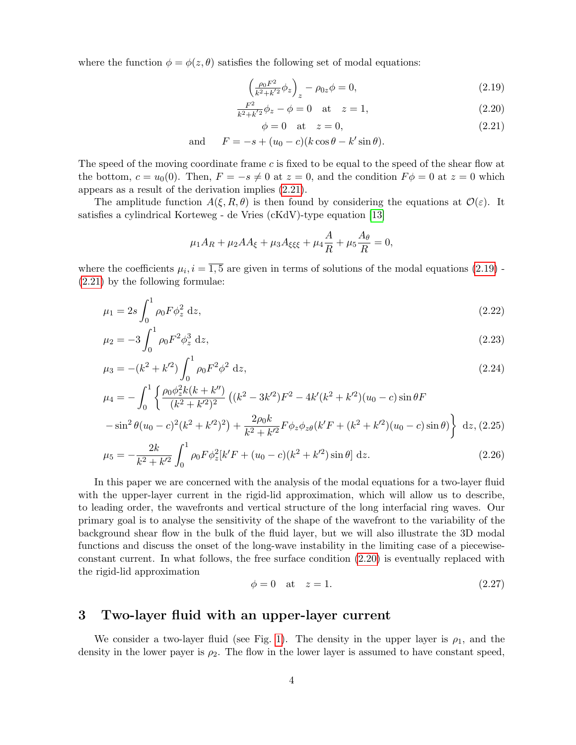where the function $\phi = \phi(z, \theta)$ satisfies the following set of modal equations:

$$\left(\frac{\rho_0 F^2}{k^2+k'^2}\phi_z\right)_z - \rho_{0z}\phi = 0, \tag{2.19}$$

$$\frac{F^2}{k^2+k'^2}\phi_z - \phi = 0 \quad \text{at} \quad z = 1, \tag{2.20}$$

$$\phi = 0 \quad \text{at} \quad z = 0, \tag{2.21}$$

$$\text{and} \qquad F = -s + (u_0 - c)(k\cos\theta - k'\sin\theta).$$

The speed of the moving coordinate frame $c$ is fixed to be equal to the speed of the shear flow at the bottom, $c = u_0(0)$. Then, $F = -s \neq 0$ at $z = 0$, and the condition $F\phi = 0$ at $z = 0$ which appears as a result of the derivation implies (2.21).

The amplitude function $A(\xi, R, \theta)$ is then found by considering the equations at $\mathcal{O}(\varepsilon)$. It satisfies a cylindrical Korteweg - de Vries (cKdV)-type equation [13]

$$\mu_1 A_R + \mu_2 A A_\xi + \mu_3 A_{\xi\xi\xi} + \mu_4 \frac{A}{R} + \mu_5 \frac{A_\theta}{R} = 0,$$

where the coefficients $\mu_i, i = \overline{1,5}$ are given in terms of solutions of the modal equations (2.19) - (2.21) by the following formulae:

$$\mu_1 = 2s\int_0^1 \rho_0 F \phi_z^2 \, \mathrm{d}z, \tag{2.22}$$

$$\mu_2 = -3\int_0^1 \rho_0 F^2 \phi_z^3 \, \mathrm{d}z, \tag{2.23}$$

$$\mu_3 = -(k^2 + k'^2)\int_0^1 \rho_0 F^2 \phi^2 \, \mathrm{d}z, \tag{2.24}$$

$$\mu_4 = -\int_0^1 \left\{ \frac{\rho_0 \phi_z^2 k(k + k'')}{(k^2 + k'^2)^2}\left((k^2 - 3k'^2)F^2 - 4k'(k^2 + k'^2)(u_0 - c)\sin\theta F \right.\right.$$
$$\left.\left. - \sin^2\theta (u_0 - c)^2 (k^2 + k'^2)^2\right) + \frac{2\rho_0 k}{k^2 + k'^2} F \phi_z \phi_{z\theta}(k' F + (k^2 + k'^2)(u_0 - c)\sin\theta) \right\} \, \mathrm{d}z, \tag{2.25}$$

$$\mu_5 = -\frac{2k}{k^2 + k'^2}\int_0^1 \rho_0 F \phi_z^2 [k' F + (u_0 - c)(k^2 + k'^2)\sin\theta] \, \mathrm{d}z. \tag{2.26}$$

In this paper we are concerned with the analysis of the modal equations for a two-layer fluid with the upper-layer current in the rigid-lid approximation, which will allow us to describe, to leading order, the wavefronts and vertical structure of the long interfacial ring waves. Our primary goal is to analyse the sensitivity of the shape of the wavefront to the variability of the background shear flow in the bulk of the fluid layer, but we will also illustrate the 3D modal functions and discuss the onset of the long-wave instability in the limiting case of a piecewise-constant current. In what follows, the free surface condition (2.20) is eventually replaced with the rigid-lid approximation

$$\phi = 0 \quad \text{at} \quad z = 1. \tag{2.27}$$

## 3 Two-layer fluid with an upper-layer current

We consider a two-layer fluid (see Fig. 1). The density in the upper layer is $\rho_1$, and the density in the lower payer is $\rho_2$. The flow in the lower layer is assumed to have constant speed,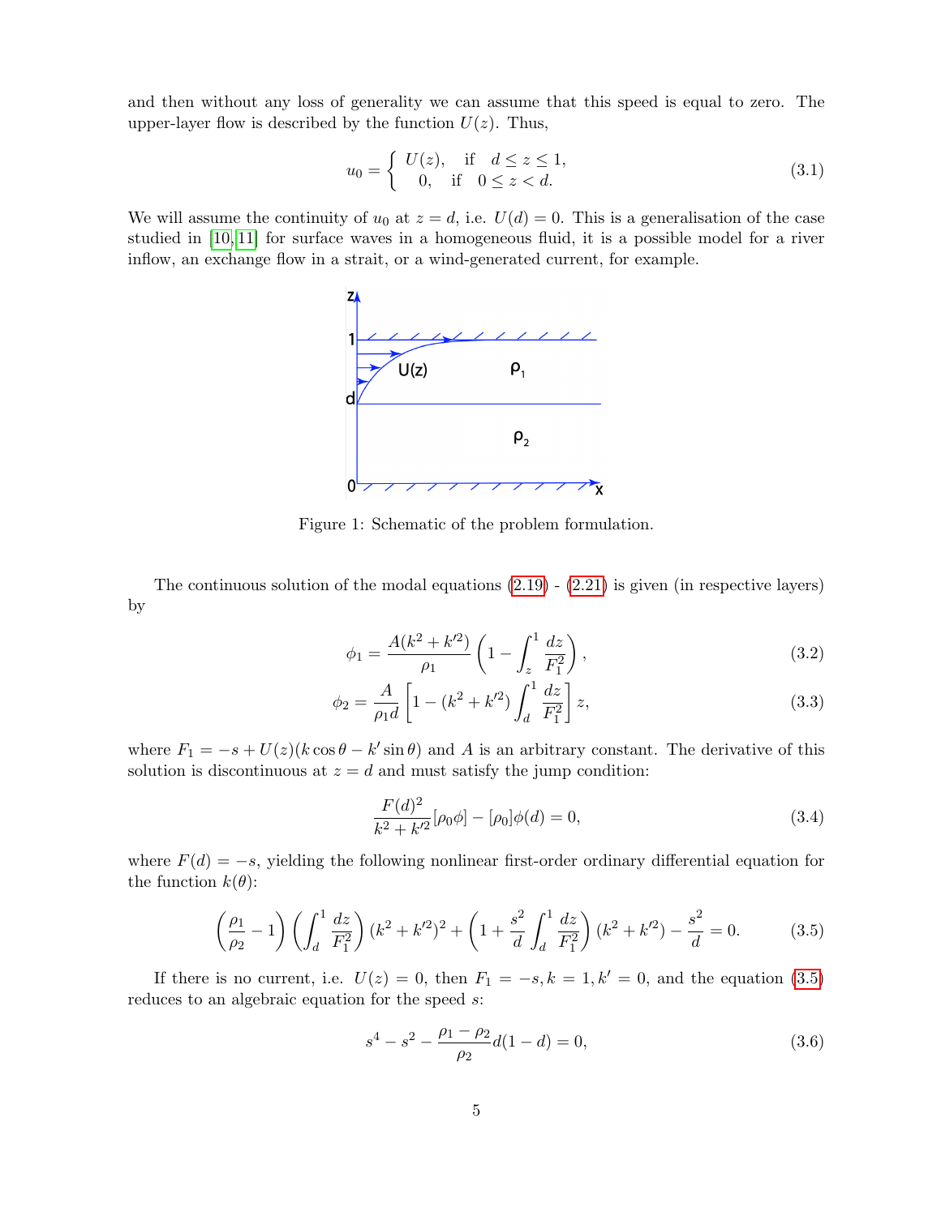and then without any loss of generality we can assume that this speed is equal to zero. The upper-layer flow is described by the function $U(z)$. Thus,

$$u_0 = \begin{cases} U(z), & \text{if} \quad d \le z \le 1, \\ 0, & \text{if} \quad 0 \le z < d. \end{cases} \tag{3.1}$$

We will assume the continuity of $u_0$ at $z = d$, i.e. $U(d) = 0$. This is a generalisation of the case studied in [10, 11] for surface waves in a homogeneous fluid, it is a possible model for a river inflow, an exchange flow in a strait, or a wind-generated current, for example.

Figure 1: Schematic of the problem formulation.

The continuous solution of the modal equations (2.19) - (2.21) is given (in respective layers) by

$$\phi_1 = \frac{A(k^2 + k'^2)}{\rho_1} \left(1 - \int_z^1 \frac{dz}{F_1^2}\right), \tag{3.2}$$

$$\phi_2 = \frac{A}{\rho_1 d}\left[1 - (k^2 + k'^2)\int_d^1 \frac{dz}{F_1^2}\right] z, \tag{3.3}$$

where $F_1 = -s + U(z)(k\cos\theta - k'\sin\theta)$ and $A$ is an arbitrary constant. The derivative of this solution is discontinuous at $z = d$ and must satisfy the jump condition:

$$\frac{F(d)^2}{k^2 + k'^2}[\rho_0 \phi] - [\rho_0]\phi(d) = 0, \tag{3.4}$$

where $F(d) = -s$, yielding the following nonlinear first-order ordinary differential equation for the function $k(\theta)$:

$$\left(\frac{\rho_1}{\rho_2} - 1\right)\left(\int_d^1 \frac{dz}{F_1^2}\right)(k^2 + k'^2)^2 + \left(1 + \frac{s^2}{d}\int_d^1 \frac{dz}{F_1^2}\right)(k^2 + k'^2) - \frac{s^2}{d} = 0. \tag{3.5}$$

If there is no current, i.e. $U(z) = 0$, then $F_1 = -s, k = 1, k' = 0$, and the equation (3.5) reduces to an algebraic equation for the speed $s$:

$$s^4 - s^2 - \frac{\rho_1 - \rho_2}{\rho_2} d(1 - d) = 0, \tag{3.6}$$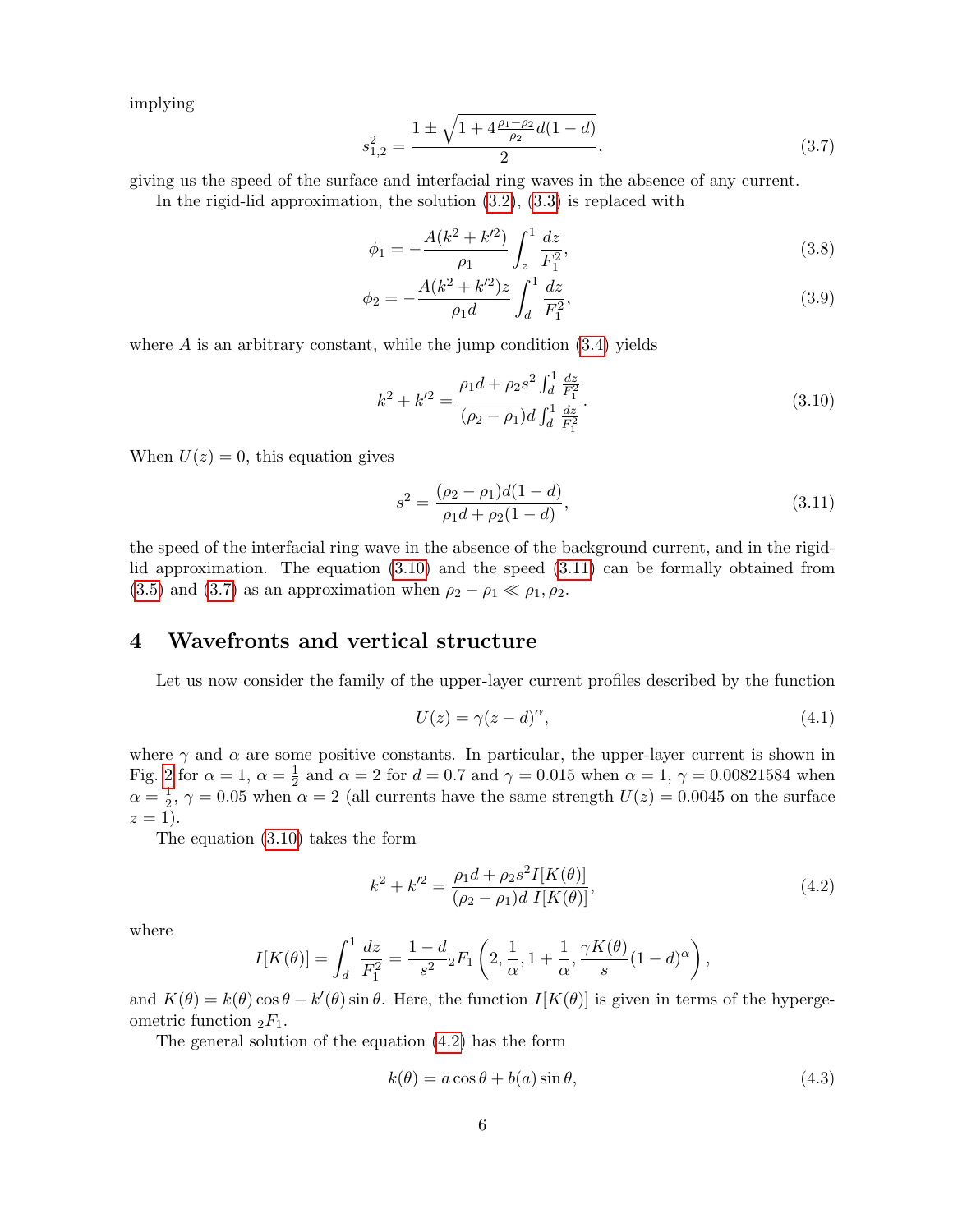implying

$$
s_{1,2}^2 = \frac{1 \pm \sqrt{1 + 4\frac{\rho_1 - \rho_2}{\rho_2} d(1-d)}}{2}, \tag{3.7}
$$

giving us the speed of the surface and interfacial ring waves in the absence of any current.

In the rigid-lid approximation, the solution (3.2), (3.3) is replaced with

$$
\phi_1 = -\frac{A(k^2 + k'^2)}{\rho_1} \int_z^1 \frac{dz}{F_1^2}, \tag{3.8}
$$

$$
\phi_2 = -\frac{A(k^2 + k'^2) z}{\rho_1 d} \int_d^1 \frac{dz}{F_1^2}, \tag{3.9}
$$

where $A$ is an arbitrary constant, while the jump condition (3.4) yields

$$
k^2 + k'^2 = \frac{\rho_1 d + \rho_2 s^2 \int_d^1 \frac{dz}{F_1^2}}{(\rho_2 - \rho_1) d \int_d^1 \frac{dz}{F_1^2}}. \tag{3.10}
$$

When $U(z) = 0$, this equation gives

$$
s^2 = \frac{(\rho_2 - \rho_1) d(1-d)}{\rho_1 d + \rho_2 (1-d)}, \tag{3.11}
$$

the speed of the interfacial ring wave in the absence of the background current, and in the rigid-lid approximation. The equation (3.10) and the speed (3.11) can be formally obtained from (3.5) and (3.7) as an approximation when $\rho_2 - \rho_1 \ll \rho_1, \rho_2$.

## 4 Wavefronts and vertical structure

Let us now consider the family of the upper-layer current profiles described by the function

$$
U(z) = \gamma (z - d)^\alpha, \tag{4.1}
$$

where $\gamma$ and $\alpha$ are some positive constants. In particular, the upper-layer current is shown in Fig. 2 for $\alpha = 1$, $\alpha = \frac{1}{2}$ and $\alpha = 2$ for $d = 0.7$ and $\gamma = 0.015$ when $\alpha = 1$, $\gamma = 0.00821584$ when $\alpha = \frac{1}{2}$, $\gamma = 0.05$ when $\alpha = 2$ (all currents have the same strength $U(z) = 0.0045$ on the surface $z = 1$).

The equation (3.10) takes the form

$$
k^2 + k'^2 = \frac{\rho_1 d + \rho_2 s^2 I[K(\theta)]}{(\rho_2 - \rho_1) d \; I[K(\theta)]}, \tag{4.2}
$$

where

$$
I[K(\theta)] = \int_d^1 \frac{dz}{F_1^2} = \frac{1-d}{s^2} {}_2F_1\left(2, \frac{1}{\alpha}, 1 + \frac{1}{\alpha}, \frac{\gamma K(\theta)}{s}(1-d)^\alpha\right),
$$

and $K(\theta) = k(\theta)\cos\theta - k'(\theta)\sin\theta$. Here, the function $I[K(\theta)]$ is given in terms of the hypergeometric function ${}_2F_1$.

The general solution of the equation (4.2) has the form

$$
k(\theta) = a\cos\theta + b(a)\sin\theta, \tag{4.3}
$$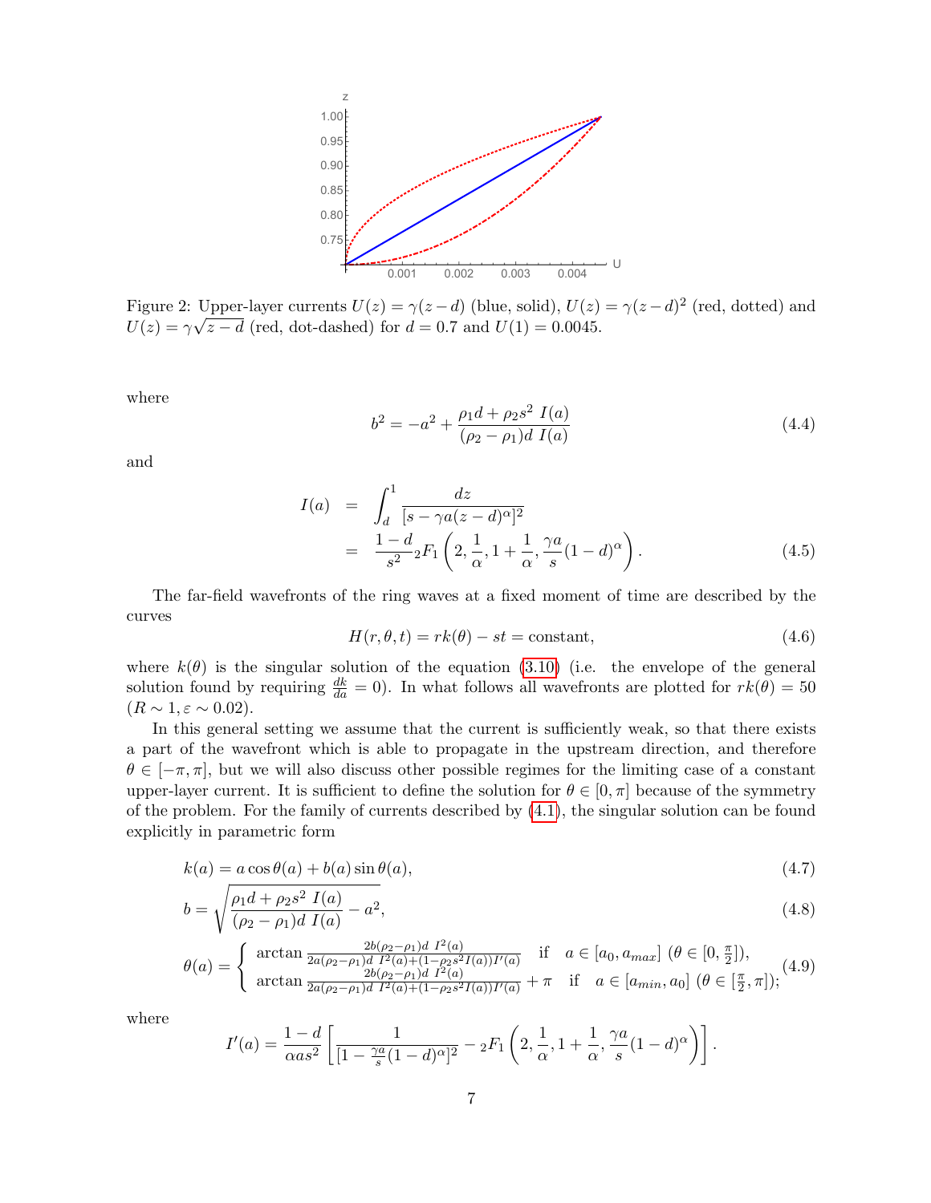Figure 2: Upper-layer currents $U(z) = \gamma(z-d)$ (blue, solid), $U(z) = \gamma(z-d)^2$ (red, dotted) and $U(z) = \gamma\sqrt{z-d}$ (red, dot-dashed) for $d = 0.7$ and $U(1) = 0.0045$.

where

$$b^2 = -a^2 + \frac{\rho_1 d + \rho_2 s^2 \ I(a)}{(\rho_2 - \rho_1) d \ I(a)} \tag{4.4}$$

and

$$\begin{aligned} I(a) &= \int_d^1 \frac{dz}{[s - \gamma a (z-d)^\alpha]^2} \\ &= \frac{1-d}{s^2} {}_2F_1\left(2, \frac{1}{\alpha}, 1 + \frac{1}{\alpha}, \frac{\gamma a}{s}(1-d)^\alpha\right). \end{aligned} \tag{4.5}$$

The far-field wavefronts of the ring waves at a fixed moment of time are described by the curves

$$H(r, \theta, t) = r k(\theta) - st = \text{constant}, \tag{4.6}$$

where $k(\theta)$ is the singular solution of the equation (3.10) (i.e. the envelope of the general solution found by requiring $\frac{dk}{da} = 0$). In what follows all wavefronts are plotted for $rk(\theta) = 50$ ($R \sim 1, \varepsilon \sim 0.02$).

In this general setting we assume that the current is sufficiently weak, so that there exists a part of the wavefront which is able to propagate in the upstream direction, and therefore $\theta \in [-\pi, \pi]$, but we will also discuss other possible regimes for the limiting case of a constant upper-layer current. It is sufficient to define the solution for $\theta \in [0, \pi]$ because of the symmetry of the problem. For the family of currents described by (4.1), the singular solution can be found explicitly in parametric form

$$k(a) = a \cos\theta(a) + b(a) \sin\theta(a), \tag{4.7}$$

$$b = \sqrt{\frac{\rho_1 d + \rho_2 s^2 \ I(a)}{(\rho_2 - \rho_1) d \ I(a)} - a^2}, \tag{4.8}$$

$$\theta(a) = \begin{cases} \arctan \frac{2b(\rho_2 - \rho_1) d \ I^2(a)}{2a(\rho_2 - \rho_1) d \ I^2(a) + (1 - \rho_2 s^2 I(a)) I'(a)} & \text{if} \quad a \in [a_0, a_{max}] \ (\theta \in [0, \frac{\pi}{2}]), \\ \arctan \frac{2b(\rho_2 - \rho_1) d \ I^2(a)}{2a(\rho_2 - \rho_1) d \ I^2(a) + (1 - \rho_2 s^2 I(a)) I'(a)} + \pi & \text{if} \quad a \in [a_{min}, a_0] \ (\theta \in [\frac{\pi}{2}, \pi]); \end{cases} \tag{4.9}$$

where

$$I'(a) = \frac{1-d}{\alpha a s^2} \left[ \frac{1}{[1 - \frac{\gamma a}{s}(1-d)^\alpha]^2} - {}_2F_1\left(2, \frac{1}{\alpha}, 1 + \frac{1}{\alpha}, \frac{\gamma a}{s}(1-d)^\alpha\right) \right].$$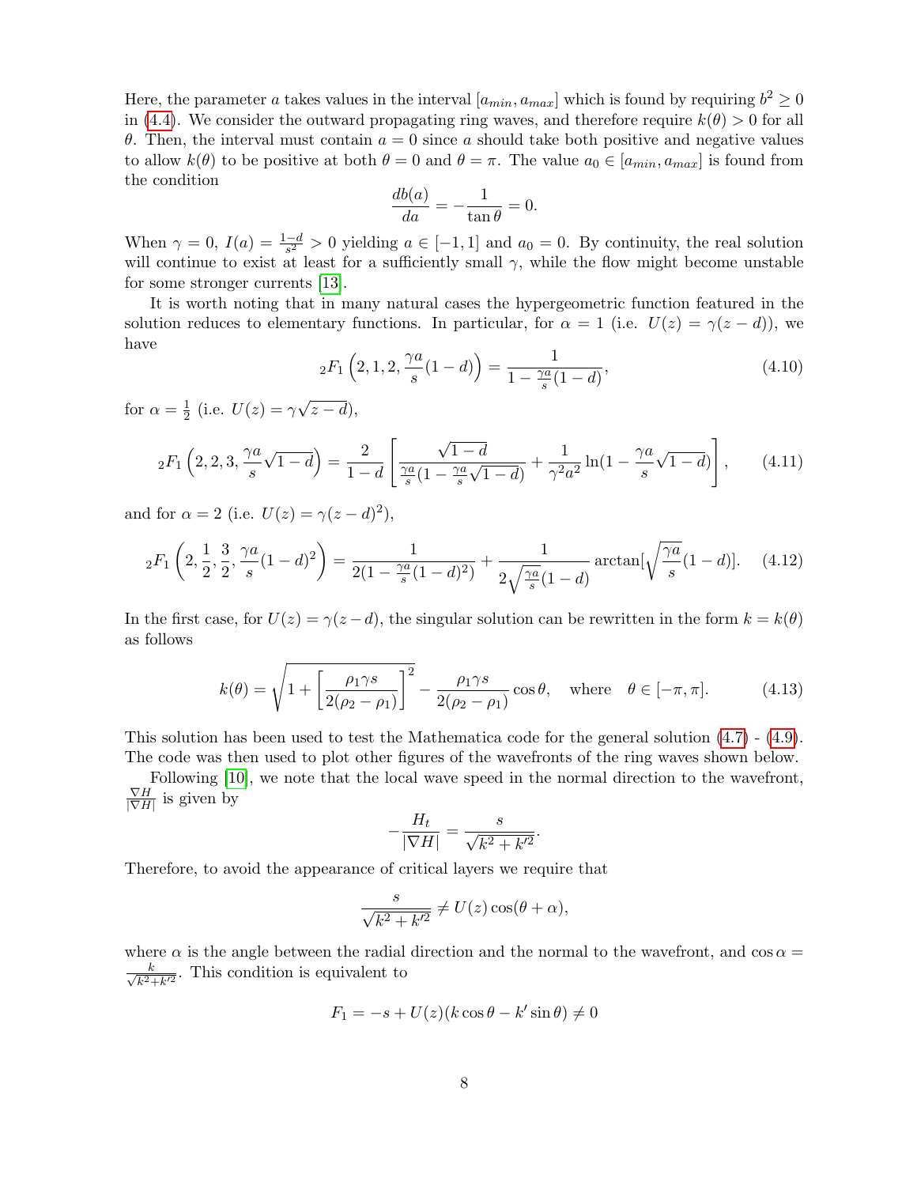Here, the parameter $a$ takes values in the interval $[a_{min}, a_{max}]$ which is found by requiring $b^2 \geq 0$ in (4.4). We consider the outward propagating ring waves, and therefore require $k(\theta) > 0$ for all $\theta$. Then, the interval must contain $a = 0$ since $a$ should take both positive and negative values to allow $k(\theta)$ to be positive at both $\theta = 0$ and $\theta = \pi$. The value $a_0 \in [a_{min}, a_{max}]$ is found from the condition

$$\frac{db(a)}{da} = -\frac{1}{\tan\theta} = 0.$$

When $\gamma = 0$, $I(a) = \frac{1-d}{s^2} > 0$ yielding $a \in [-1, 1]$ and $a_0 = 0$. By continuity, the real solution will continue to exist at least for a sufficiently small $\gamma$, while the flow might become unstable for some stronger currents [13].

It is worth noting that in many natural cases the hypergeometric function featured in the solution reduces to elementary functions. In particular, for $\alpha = 1$ (i.e. $U(z) = \gamma(z - d)$), we have

$$ {}_2F_1\left(2, 1, 2, \frac{\gamma a}{s}(1-d)\right) = \frac{1}{1 - \frac{\gamma a}{s}(1-d)}, \tag{4.10}$$

for $\alpha = \frac{1}{2}$ (i.e. $U(z) = \gamma\sqrt{z-d}$),

$$ {}_2F_1\left(2, 2, 3, \frac{\gamma a}{s}\sqrt{1-d}\right) = \frac{2}{1-d}\left[\frac{\sqrt{1-d}}{\frac{\gamma a}{s}(1 - \frac{\gamma a}{s}\sqrt{1-d})} + \frac{1}{\gamma^2 a^2}\ln(1 - \frac{\gamma a}{s}\sqrt{1-d})\right], \tag{4.11}$$

and for $\alpha = 2$ (i.e. $U(z) = \gamma(z-d)^2$),

$$ {}_2F_1\left(2, \frac{1}{2}, \frac{3}{2}, \frac{\gamma a}{s}(1-d)^2\right) = \frac{1}{2(1 - \frac{\gamma a}{s}(1-d)^2)} + \frac{1}{2\sqrt{\frac{\gamma a}{s}}(1-d)}\arctan[\sqrt{\frac{\gamma a}{s}}(1-d)]. \tag{4.12}$$

In the first case, for $U(z) = \gamma(z-d)$, the singular solution can be rewritten in the form $k = k(\theta)$ as follows

$$k(\theta) = \sqrt{1 + \left[\frac{\rho_1 \gamma s}{2(\rho_2 - \rho_1)}\right]^2} - \frac{\rho_1 \gamma s}{2(\rho_2 - \rho_1)}\cos\theta, \quad \text{where} \quad \theta \in [-\pi, \pi]. \tag{4.13}$$

This solution has been used to test the Mathematica code for the general solution (4.7) - (4.9). The code was then used to plot other figures of the wavefronts of the ring waves shown below.

Following [10], we note that the local wave speed in the normal direction to the wavefront, $\frac{\nabla H}{|\nabla H|}$ is given by

$$-\frac{H_t}{|\nabla H|} = \frac{s}{\sqrt{k^2 + k'^2}}.$$

Therefore, to avoid the appearance of critical layers we require that

$$\frac{s}{\sqrt{k^2 + k'^2}} \neq U(z)\cos(\theta + \alpha),$$

where $\alpha$ is the angle between the radial direction and the normal to the wavefront, and $\cos\alpha = \frac{k}{\sqrt{k^2 + k'^2}}$. This condition is equivalent to

$$F_1 = -s + U(z)(k\cos\theta - k'\sin\theta) \neq 0$$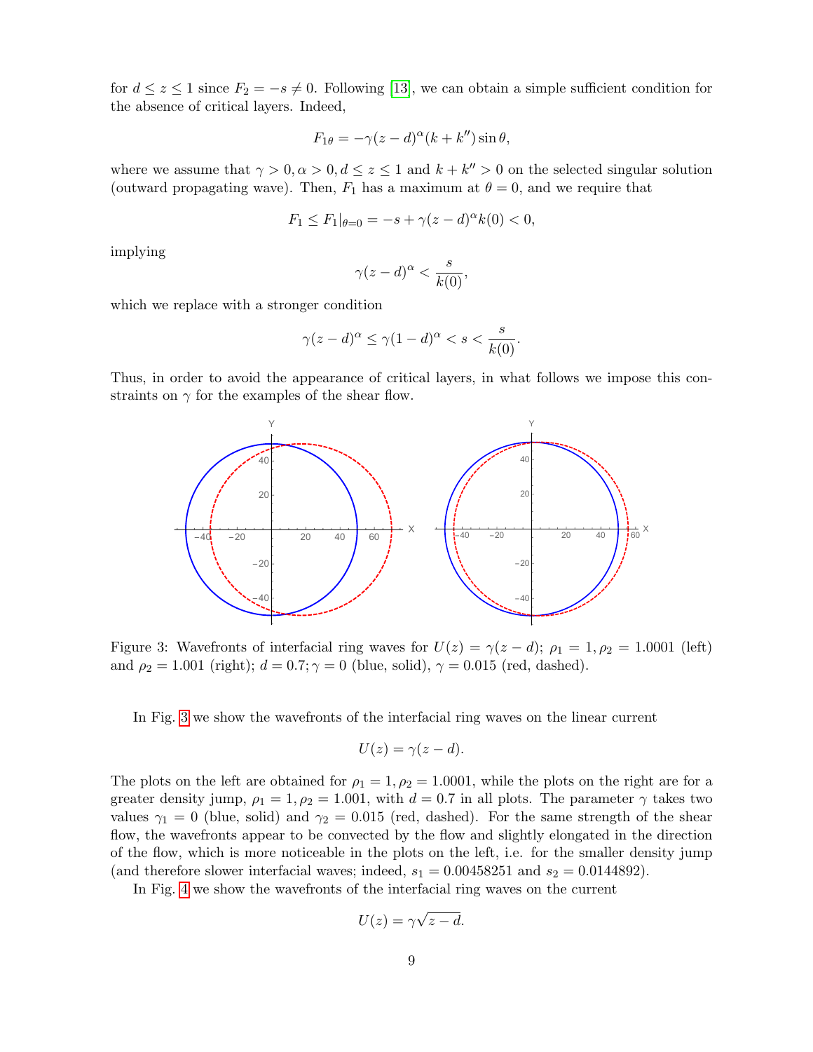for $d \le z \le 1$ since $F_2 = -s \neq 0$. Following [13], we can obtain a simple sufficient condition for the absence of critical layers. Indeed,

$$F_{1\theta} = -\gamma(z-d)^\alpha (k + k'')\sin\theta,$$

where we assume that $\gamma > 0, \alpha > 0, d \le z \le 1$ and $k + k'' > 0$ on the selected singular solution (outward propagating wave). Then, $F_1$ has a maximum at $\theta = 0$, and we require that

$$F_1 \le F_1|_{\theta=0} = -s + \gamma(z-d)^\alpha k(0) < 0,$$

implying

$$\gamma(z-d)^\alpha < \frac{s}{k(0)},$$

which we replace with a stronger condition

$$\gamma(z-d)^\alpha \le \gamma(1-d)^\alpha < s < \frac{s}{k(0)}.$$

Thus, in order to avoid the appearance of critical layers, in what follows we impose this constraints on $\gamma$ for the examples of the shear flow.

Figure 3: Wavefronts of interfacial ring waves for $U(z) = \gamma(z-d)$; $\rho_1 = 1, \rho_2 = 1.0001$ (left) and $\rho_2 = 1.001$ (right); $d = 0.7; \gamma = 0$ (blue, solid), $\gamma = 0.015$ (red, dashed).

In Fig. 3 we show the wavefronts of the interfacial ring waves on the linear current

$$U(z) = \gamma(z-d).$$

The plots on the left are obtained for $\rho_1 = 1, \rho_2 = 1.0001$, while the plots on the right are for a greater density jump, $\rho_1 = 1, \rho_2 = 1.001$, with $d = 0.7$ in all plots. The parameter $\gamma$ takes two values $\gamma_1 = 0$ (blue, solid) and $\gamma_2 = 0.015$ (red, dashed). For the same strength of the shear flow, the wavefronts appear to be convected by the flow and slightly elongated in the direction of the flow, which is more noticeable in the plots on the left, i.e. for the smaller density jump (and therefore slower interfacial waves; indeed, $s_1 = 0.00458251$ and $s_2 = 0.0144892$).

In Fig. 4 we show the wavefronts of the interfacial ring waves on the current

$$U(z) = \gamma\sqrt{z-d}.$$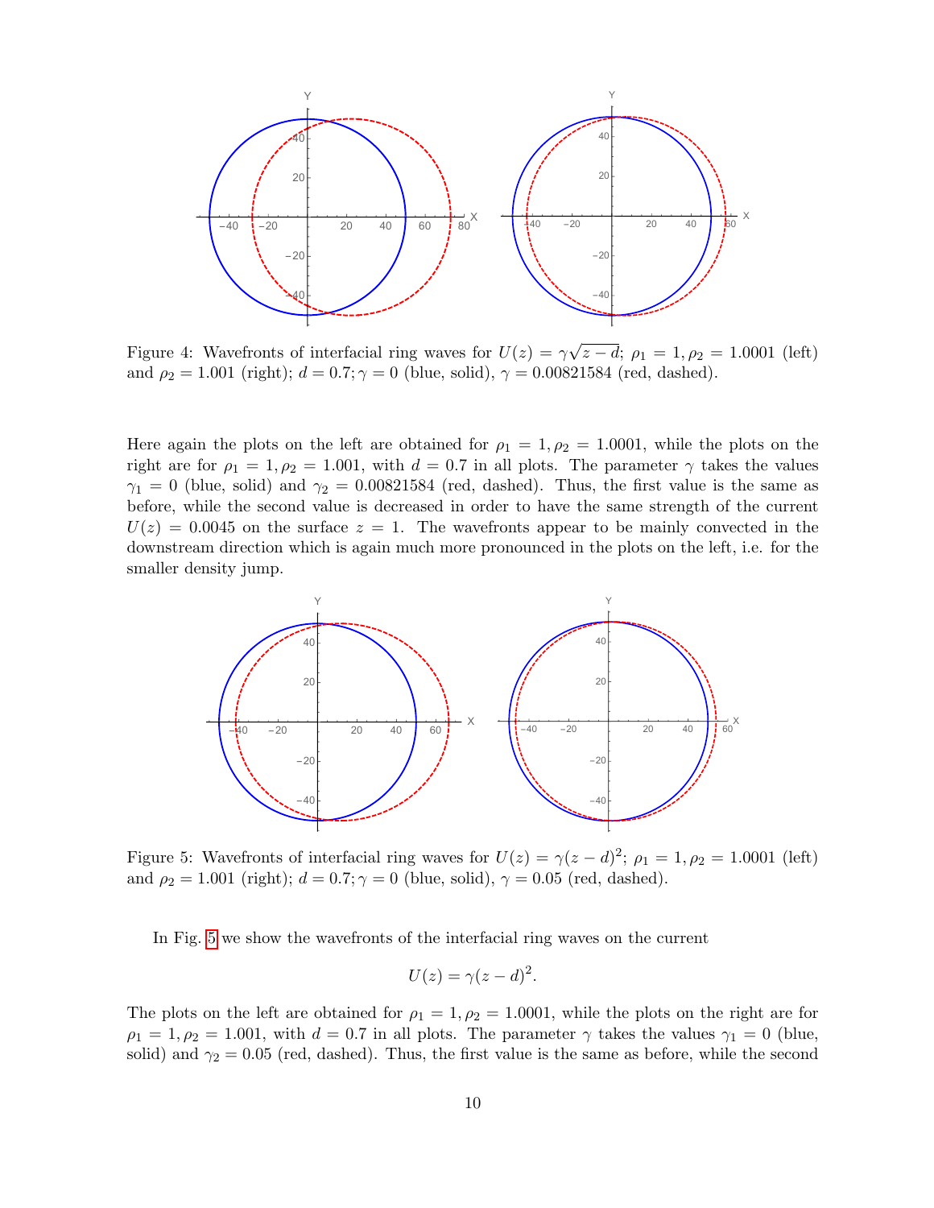Figure 4: Wavefronts of interfacial ring waves for $U(z) = \gamma\sqrt{z-d}$; $\rho_1 = 1, \rho_2 = 1.0001$ (left) and $\rho_2 = 1.001$ (right); $d = 0.7; \gamma = 0$ (blue, solid), $\gamma = 0.00821584$ (red, dashed).

Here again the plots on the left are obtained for $\rho_1 = 1, \rho_2 = 1.0001$, while the plots on the right are for $\rho_1 = 1, \rho_2 = 1.001$, with $d = 0.7$ in all plots. The parameter $\gamma$ takes the values $\gamma_1 = 0$ (blue, solid) and $\gamma_2 = 0.00821584$ (red, dashed). Thus, the first value is the same as before, while the second value is decreased in order to have the same strength of the current $U(z) = 0.0045$ on the surface $z = 1$. The wavefronts appear to be mainly convected in the downstream direction which is again much more pronounced in the plots on the left, i.e. for the smaller density jump.

Figure 5: Wavefronts of interfacial ring waves for $U(z) = \gamma(z-d)^2$; $\rho_1 = 1, \rho_2 = 1.0001$ (left) and $\rho_2 = 1.001$ (right); $d = 0.7; \gamma = 0$ (blue, solid), $\gamma = 0.05$ (red, dashed).

In Fig. 5 we show the wavefronts of the interfacial ring waves on the current

$$U(z) = \gamma(z-d)^2.$$

The plots on the left are obtained for $\rho_1 = 1, \rho_2 = 1.0001$, while the plots on the right are for $\rho_1 = 1, \rho_2 = 1.001$, with $d = 0.7$ in all plots. The parameter $\gamma$ takes the values $\gamma_1 = 0$ (blue, solid) and $\gamma_2 = 0.05$ (red, dashed). Thus, the first value is the same as before, while the second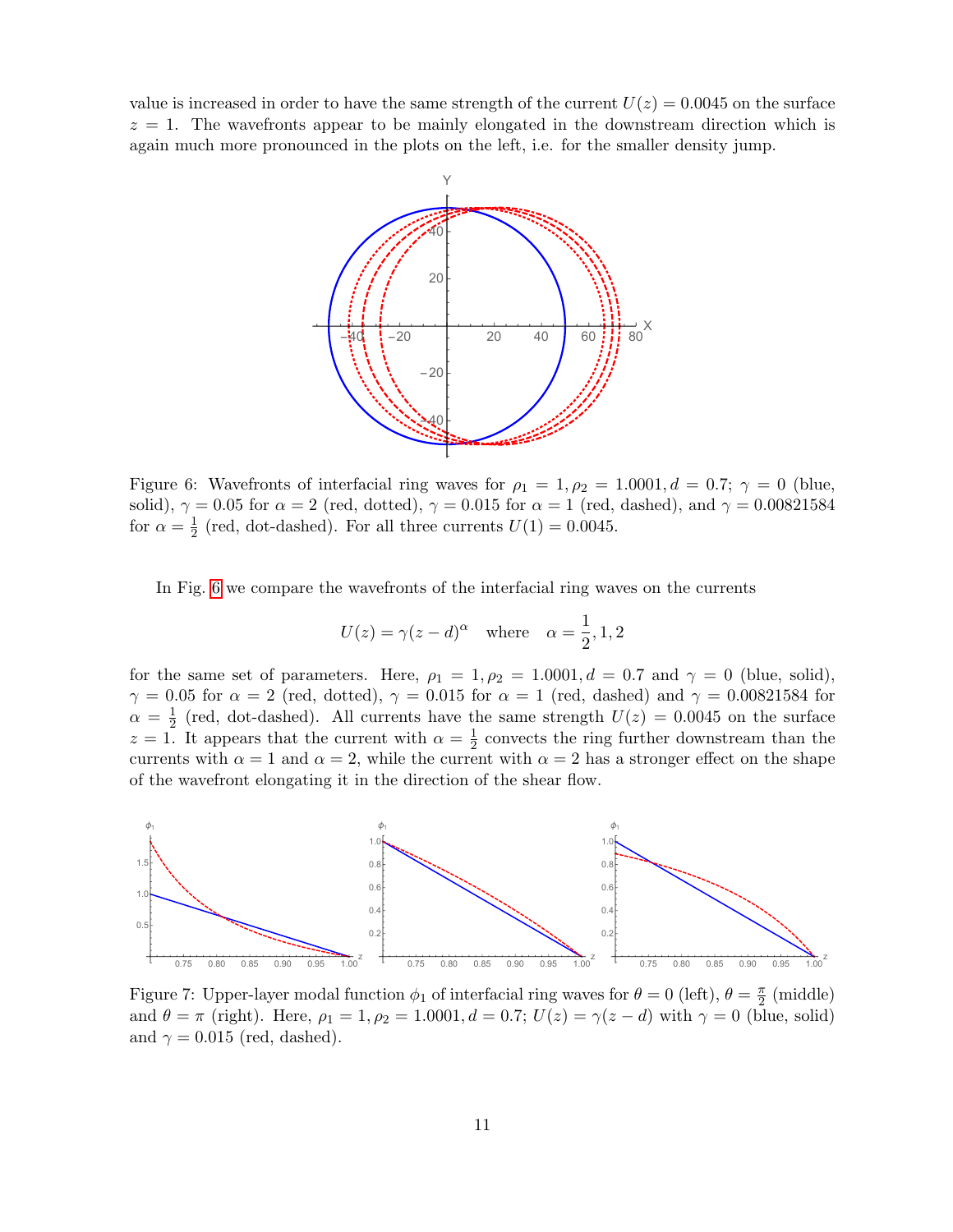value is increased in order to have the same strength of the current $U(z) = 0.0045$ on the surface $z = 1$. The wavefronts appear to be mainly elongated in the downstream direction which is again much more pronounced in the plots on the left, i.e. for the smaller density jump.

Figure 6: Wavefronts of interfacial ring waves for $\rho_1 = 1, \rho_2 = 1.0001, d = 0.7$; $\gamma = 0$ (blue, solid), $\gamma = 0.05$ for $\alpha = 2$ (red, dotted), $\gamma = 0.015$ for $\alpha = 1$ (red, dashed), and $\gamma = 0.00821584$ for $\alpha = \frac{1}{2}$ (red, dot-dashed). For all three currents $U(1) = 0.0045$.

In Fig. 6 we compare the wavefronts of the interfacial ring waves on the currents

$$U(z) = \gamma(z - d)^\alpha \quad \text{where} \quad \alpha = \frac{1}{2}, 1, 2$$

for the same set of parameters. Here, $\rho_1 = 1, \rho_2 = 1.0001, d = 0.7$ and $\gamma = 0$ (blue, solid), $\gamma = 0.05$ for $\alpha = 2$ (red, dotted), $\gamma = 0.015$ for $\alpha = 1$ (red, dashed) and $\gamma = 0.00821584$ for $\alpha = \frac{1}{2}$ (red, dot-dashed). All currents have the same strength $U(z) = 0.0045$ on the surface $z = 1$. It appears that the current with $\alpha = \frac{1}{2}$ convects the ring further downstream than the currents with $\alpha = 1$ and $\alpha = 2$, while the current with $\alpha = 2$ has a stronger effect on the shape of the wavefront elongating it in the direction of the shear flow.

Figure 7: Upper-layer modal function $\phi_1$ of interfacial ring waves for $\theta = 0$ (left), $\theta = \frac{\pi}{2}$ (middle) and $\theta = \pi$ (right). Here, $\rho_1 = 1, \rho_2 = 1.0001, d = 0.7$; $U(z) = \gamma(z - d)$ with $\gamma = 0$ (blue, solid) and $\gamma = 0.015$ (red, dashed).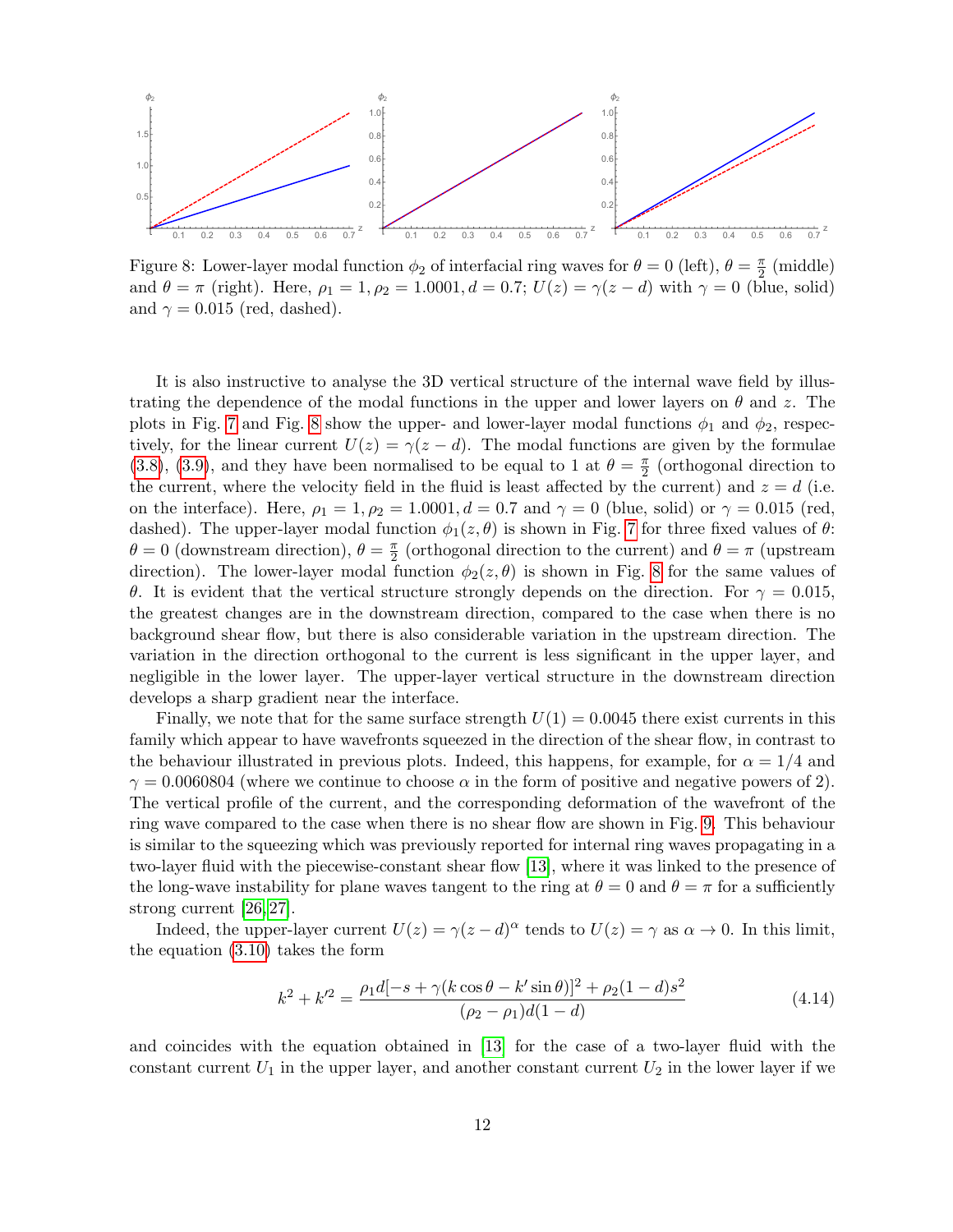Figure 8: Lower-layer modal function $\phi_2$ of interfacial ring waves for $\theta = 0$ (left), $\theta = \frac{\pi}{2}$ (middle) and $\theta = \pi$ (right). Here, $\rho_1 = 1, \rho_2 = 1.0001, d = 0.7$; $U(z) = \gamma(z-d)$ with $\gamma = 0$ (blue, solid) and $\gamma = 0.015$ (red, dashed).

It is also instructive to analyse the 3D vertical structure of the internal wave field by illustrating the dependence of the modal functions in the upper and lower layers on $\theta$ and $z$. The plots in Fig. 7 and Fig. 8 show the upper- and lower-layer modal functions $\phi_1$ and $\phi_2$, respectively, for the linear current $U(z) = \gamma(z-d)$. The modal functions are given by the formulae (3.8), (3.9), and they have been normalised to be equal to 1 at $\theta = \frac{\pi}{2}$ (orthogonal direction to the current, where the velocity field in the fluid is least affected by the current) and $z = d$ (i.e. on the interface). Here, $\rho_1 = 1, \rho_2 = 1.0001, d = 0.7$ and $\gamma = 0$ (blue, solid) or $\gamma = 0.015$ (red, dashed). The upper-layer modal function $\phi_1(z, \theta)$ is shown in Fig. 7 for three fixed values of $\theta$: $\theta = 0$ (downstream direction), $\theta = \frac{\pi}{2}$ (orthogonal direction to the current) and $\theta = \pi$ (upstream direction). The lower-layer modal function $\phi_2(z, \theta)$ is shown in Fig. 8 for the same values of $\theta$. It is evident that the vertical structure strongly depends on the direction. For $\gamma = 0.015$, the greatest changes are in the downstream direction, compared to the case when there is no background shear flow, but there is also considerable variation in the upstream direction. The variation in the direction orthogonal to the current is less significant in the upper layer, and negligible in the lower layer. The upper-layer vertical structure in the downstream direction develops a sharp gradient near the interface.

Finally, we note that for the same surface strength $U(1) = 0.0045$ there exist currents in this family which appear to have wavefronts squeezed in the direction of the shear flow, in contrast to the behaviour illustrated in previous plots. Indeed, this happens, for example, for $\alpha = 1/4$ and $\gamma = 0.0060804$ (where we continue to choose $\alpha$ in the form of positive and negative powers of 2). The vertical profile of the current, and the corresponding deformation of the wavefront of the ring wave compared to the case when there is no shear flow are shown in Fig. 9. This behaviour is similar to the squeezing which was previously reported for internal ring waves propagating in a two-layer fluid with the piecewise-constant shear flow [13], where it was linked to the presence of the long-wave instability for plane waves tangent to the ring at $\theta = 0$ and $\theta = \pi$ for a sufficiently strong current [26, 27].

Indeed, the upper-layer current $U(z) = \gamma(z-d)^\alpha$ tends to $U(z) = \gamma$ as $\alpha \to 0$. In this limit, the equation (3.10) takes the form

$$k^2 + k'^2 = \frac{\rho_1 d[-s + \gamma(k\cos\theta - k'\sin\theta)]^2 + \rho_2(1-d)s^2}{(\rho_2 - \rho_1)d(1-d)} \tag{4.14}$$

and coincides with the equation obtained in [13] for the case of a two-layer fluid with the constant current $U_1$ in the upper layer, and another constant current $U_2$ in the lower layer if we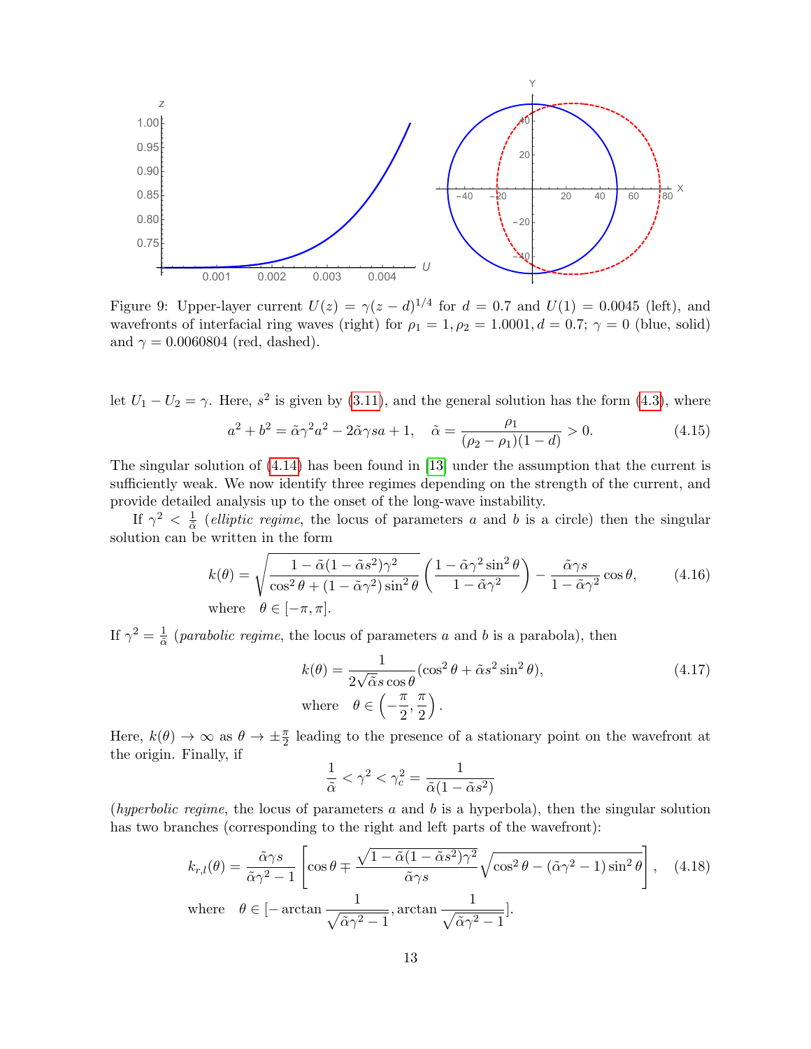Figure 9: Upper-layer current $U(z) = \gamma(z-d)^{1/4}$ for $d = 0.7$ and $U(1) = 0.0045$ (left), and wavefronts of interfacial ring waves (right) for $\rho_1 = 1, \rho_2 = 1.0001, d = 0.7$; $\gamma = 0$ (blue, solid) and $\gamma = 0.0060804$ (red, dashed).

let $U_1 - U_2 = \gamma$. Here, $s^2$ is given by (3.11), and the general solution has the form (4.3), where

$$a^2 + b^2 = \tilde{\alpha}\gamma^2 a^2 - 2\tilde{\alpha}\gamma s a + 1, \quad \tilde{\alpha} = \frac{\rho_1}{(\rho_2 - \rho_1)(1-d)} > 0. \tag{4.15}$$

The singular solution of (4.14) has been found in [13] under the assumption that the current is sufficiently weak. We now identify three regimes depending on the strength of the current, and provide detailed analysis up to the onset of the long-wave instability.

If $\gamma^2 < \frac{1}{\tilde{\alpha}}$ (*elliptic regime*, the locus of parameters $a$ and $b$ is a circle) then the singular solution can be written in the form

$$k(\theta) = \sqrt{\frac{1 - \tilde{\alpha}(1 - \tilde{\alpha}s^2)\gamma^2}{\cos^2\theta + (1 - \tilde{\alpha}\gamma^2)\sin^2\theta}} \left(\frac{1 - \tilde{\alpha}\gamma^2 \sin^2\theta}{1 - \tilde{\alpha}\gamma^2}\right) - \frac{\tilde{\alpha}\gamma s}{1 - \tilde{\alpha}\gamma^2}\cos\theta, \tag{4.16}$$
$$\text{where} \quad \theta \in [-\pi, \pi].$$

If $\gamma^2 = \frac{1}{\tilde{\alpha}}$ (*parabolic regime*, the locus of parameters $a$ and $b$ is a parabola), then

$$k(\theta) = \frac{1}{2\sqrt{\tilde{\alpha}}s\cos\theta}(\cos^2\theta + \tilde{\alpha}s^2\sin^2\theta), \tag{4.17}$$
$$\text{where} \quad \theta \in \left(-\frac{\pi}{2}, \frac{\pi}{2}\right).$$

Here, $k(\theta) \to \infty$ as $\theta \to \pm\frac{\pi}{2}$ leading to the presence of a stationary point on the wavefront at the origin. Finally, if

$$\frac{1}{\tilde{\alpha}} < \gamma^2 < \gamma_c^2 = \frac{1}{\tilde{\alpha}(1 - \tilde{\alpha}s^2)}$$

(*hyperbolic regime*, the locus of parameters $a$ and $b$ is a hyperbola), then the singular solution has two branches (corresponding to the right and left parts of the wavefront):

$$k_{r,l}(\theta) = \frac{\tilde{\alpha}\gamma s}{\tilde{\alpha}\gamma^2 - 1}\left[\cos\theta \mp \frac{\sqrt{1 - \tilde{\alpha}(1 - \tilde{\alpha}s^2)\gamma^2}}{\tilde{\alpha}\gamma s}\sqrt{\cos^2\theta - (\tilde{\alpha}\gamma^2 - 1)\sin^2\theta}\right], \tag{4.18}$$
$$\text{where} \quad \theta \in [-\arctan\frac{1}{\sqrt{\tilde{\alpha}\gamma^2 - 1}}, \arctan\frac{1}{\sqrt{\tilde{\alpha}\gamma^2 - 1}}].$$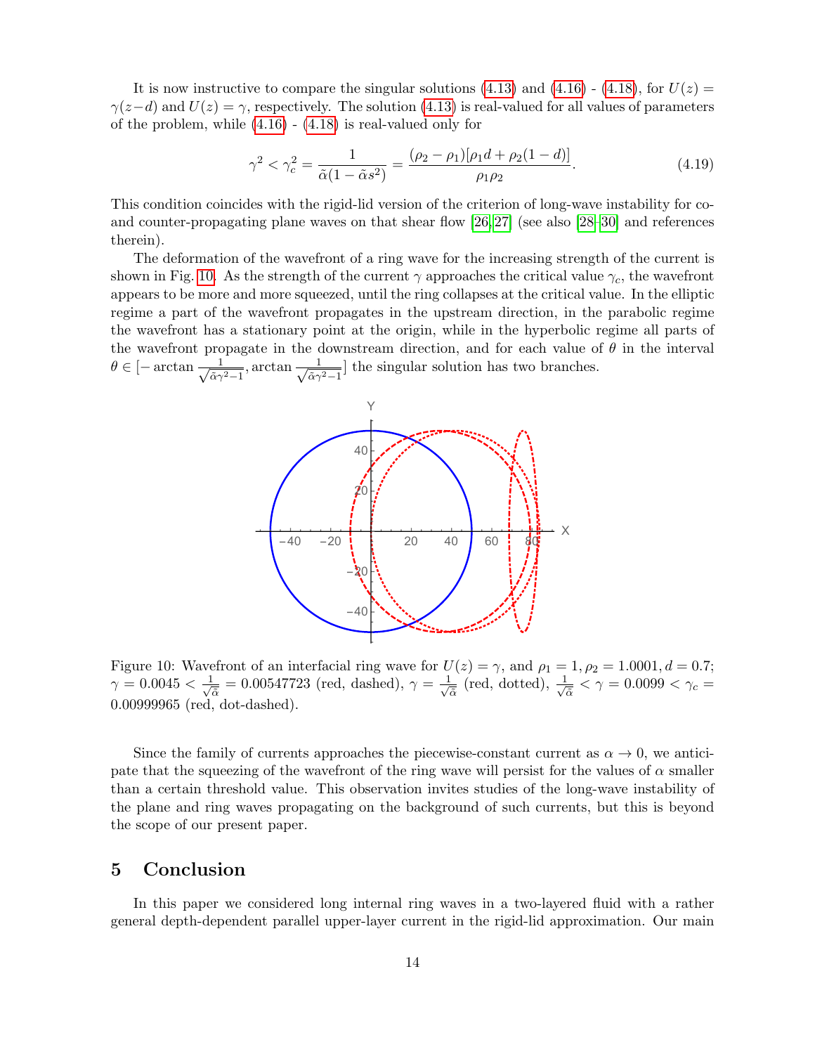It is now instructive to compare the singular solutions (4.13) and (4.16) - (4.18), for $U(z) = \gamma(z-d)$ and $U(z) = \gamma$, respectively. The solution (4.13) is real-valued for all values of parameters of the problem, while (4.16) - (4.18) is real-valued only for

$$\gamma^2 < \gamma_c^2 = \frac{1}{\tilde{\alpha}(1-\tilde{\alpha}s^2)} = \frac{(\rho_2-\rho_1)[\rho_1 d + \rho_2(1-d)]}{\rho_1\rho_2}. \tag{4.19}$$

This condition coincides with the rigid-lid version of the criterion of long-wave instability for co- and counter-propagating plane waves on that shear flow [26,27] (see also [28–30] and references therein).

The deformation of the wavefront of a ring wave for the increasing strength of the current is shown in Fig. 10. As the strength of the current $\gamma$ approaches the critical value $\gamma_c$, the wavefront appears to be more and more squeezed, until the ring collapses at the critical value. In the elliptic regime a part of the wavefront propagates in the upstream direction, in the parabolic regime the wavefront has a stationary point at the origin, while in the hyperbolic regime all parts of the wavefront propagate in the downstream direction, and for each value of $\theta$ in the interval $\theta \in [-\arctan\frac{1}{\sqrt{\tilde{\alpha}\gamma^2-1}}, \arctan\frac{1}{\sqrt{\tilde{\alpha}\gamma^2-1}}]$ the singular solution has two branches.

Figure 10: Wavefront of an interfacial ring wave for $U(z) = \gamma$, and $\rho_1 = 1, \rho_2 = 1.0001, d = 0.7$; $\gamma = 0.0045 < \frac{1}{\sqrt{\tilde{\alpha}}} = 0.00547723$ (red, dashed), $\gamma = \frac{1}{\sqrt{\tilde{\alpha}}}$ (red, dotted), $\frac{1}{\sqrt{\tilde{\alpha}}} < \gamma = 0.0099 < \gamma_c = 0.00999965$ (red, dot-dashed).

Since the family of currents approaches the piecewise-constant current as $\alpha \to 0$, we anticipate that the squeezing of the wavefront of the ring wave will persist for the values of $\alpha$ smaller than a certain threshold value. This observation invites studies of the long-wave instability of the plane and ring waves propagating on the background of such currents, but this is beyond the scope of our present paper.

## 5 Conclusion

In this paper we considered long internal ring waves in a two-layered fluid with a rather general depth-dependent parallel upper-layer current in the rigid-lid approximation. Our main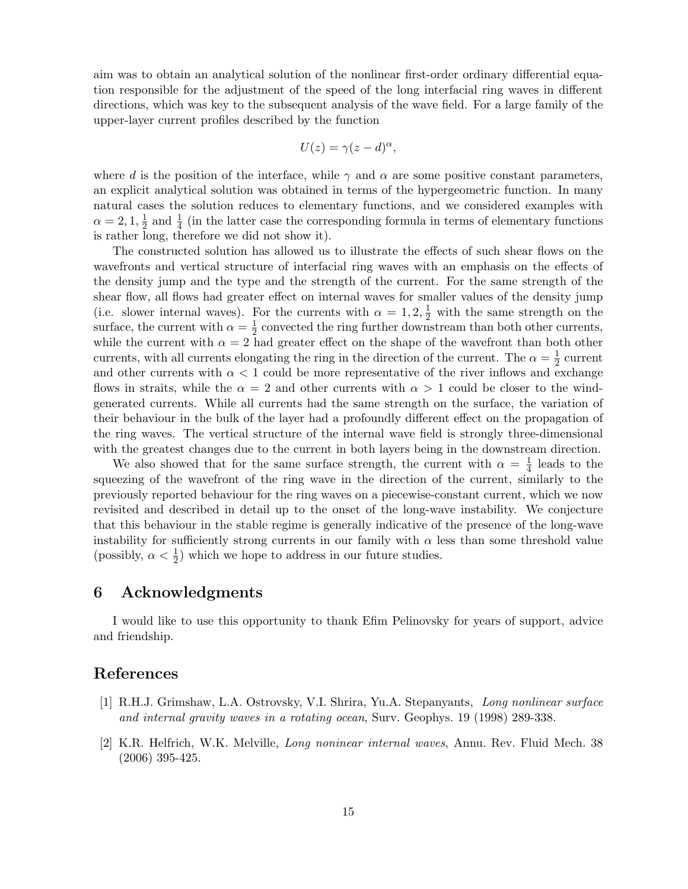aim was to obtain an analytical solution of the nonlinear first-order ordinary differential equation responsible for the adjustment of the speed of the long interfacial ring waves in different directions, which was key to the subsequent analysis of the wave field. For a large family of the upper-layer current profiles described by the function

$$U(z) = \gamma(z-d)^{\alpha},$$

where $d$ is the position of the interface, while $\gamma$ and $\alpha$ are some positive constant parameters, an explicit analytical solution was obtained in terms of the hypergeometric function. In many natural cases the solution reduces to elementary functions, and we considered examples with $\alpha = 2, 1, \frac{1}{2}$ and $\frac{1}{4}$ (in the latter case the corresponding formula in terms of elementary functions is rather long, therefore we did not show it).

The constructed solution has allowed us to illustrate the effects of such shear flows on the wavefronts and vertical structure of interfacial ring waves with an emphasis on the effects of the density jump and the type and the strength of the current. For the same strength of the shear flow, all flows had greater effect on internal waves for smaller values of the density jump (i.e. slower internal waves). For the currents with $\alpha = 1, 2, \frac{1}{2}$ with the same strength on the surface, the current with $\alpha = \frac{1}{2}$ convected the ring further downstream than both other currents, while the current with $\alpha = 2$ had greater effect on the shape of the wavefront than both other currents, with all currents elongating the ring in the direction of the current. The $\alpha = \frac{1}{2}$ current and other currents with $\alpha < 1$ could be more representative of the river inflows and exchange flows in straits, while the $\alpha = 2$ and other currents with $\alpha > 1$ could be closer to the wind-generated currents. While all currents had the same strength on the surface, the variation of their behaviour in the bulk of the layer had a profoundly different effect on the propagation of the ring waves. The vertical structure of the internal wave field is strongly three-dimensional with the greatest changes due to the current in both layers being in the downstream direction.

We also showed that for the same surface strength, the current with $\alpha = \frac{1}{4}$ leads to the squeezing of the wavefront of the ring wave in the direction of the current, similarly to the previously reported behaviour for the ring waves on a piecewise-constant current, which we now revisited and described in detail up to the onset of the long-wave instability. We conjecture that this behaviour in the stable regime is generally indicative of the presence of the long-wave instability for sufficiently strong currents in our family with $\alpha$ less than some threshold value (possibly, $\alpha < \frac{1}{2}$) which we hope to address in our future studies.

## 6 Acknowledgments

I would like to use this opportunity to thank Efim Pelinovsky for years of support, advice and friendship.

## References

[1] R.H.J. Grimshaw, L.A. Ostrovsky, V.I. Shrira, Yu.A. Stepanyants, *Long nonlinear surface and internal gravity waves in a rotating ocean*, Surv. Geophys. 19 (1998) 289-338.

[2] K.R. Helfrich, W.K. Melville, *Long noninear internal waves*, Annu. Rev. Fluid Mech. 38 (2006) 395-425.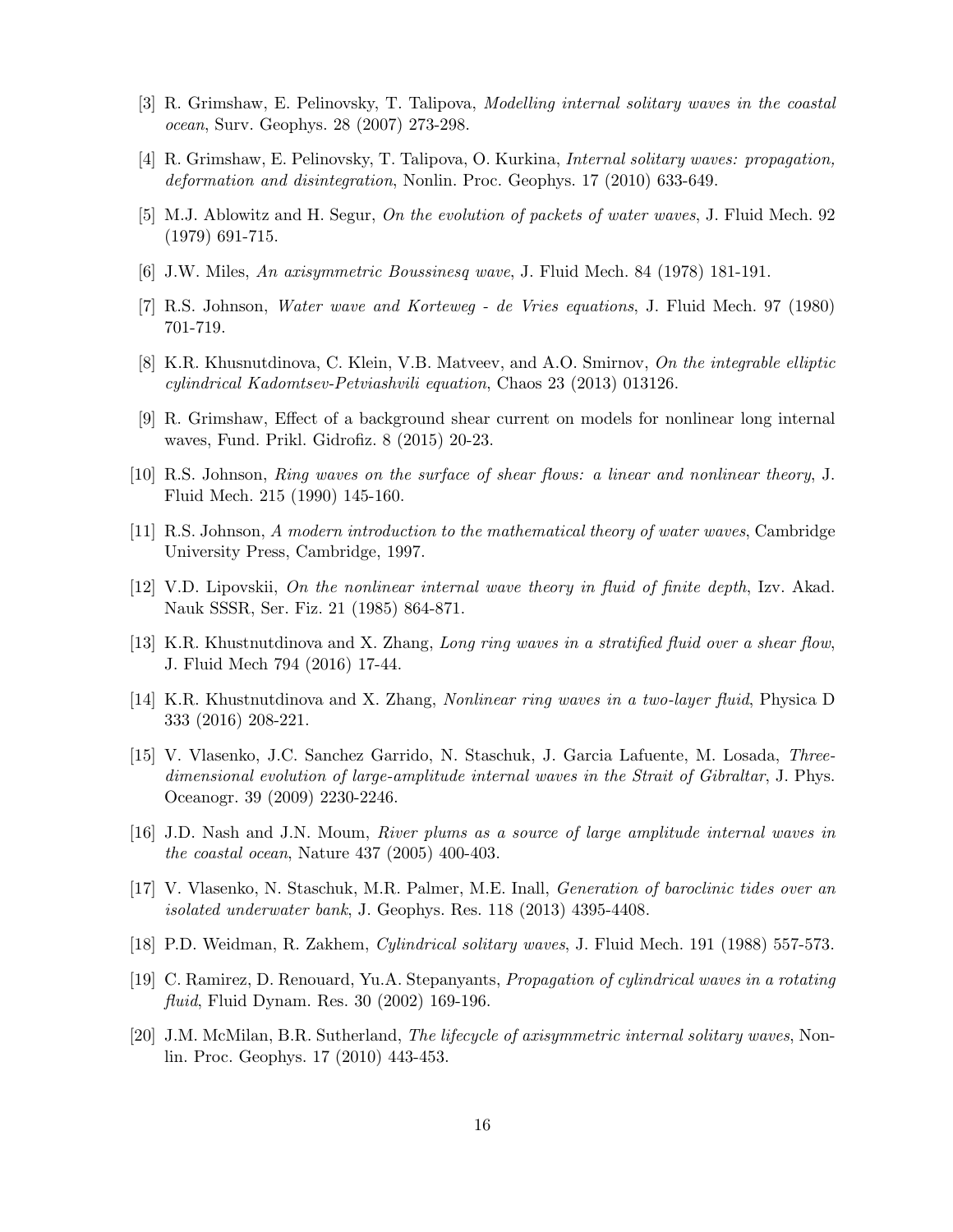[3] R. Grimshaw, E. Pelinovsky, T. Talipova, *Modelling internal solitary waves in the coastal ocean*, Surv. Geophys. 28 (2007) 273-298.

[4] R. Grimshaw, E. Pelinovsky, T. Talipova, O. Kurkina, *Internal solitary waves: propagation, deformation and disintegration*, Nonlin. Proc. Geophys. 17 (2010) 633-649.

[5] M.J. Ablowitz and H. Segur, *On the evolution of packets of water waves*, J. Fluid Mech. 92 (1979) 691-715.

[6] J.W. Miles, *An axisymmetric Boussinesq wave*, J. Fluid Mech. 84 (1978) 181-191.

[7] R.S. Johnson, *Water wave and Korteweg - de Vries equations*, J. Fluid Mech. 97 (1980) 701-719.

[8] K.R. Khusnutdinova, C. Klein, V.B. Matveev, and A.O. Smirnov, *On the integrable elliptic cylindrical Kadomtsev-Petviashvili equation*, Chaos 23 (2013) 013126.

[9] R. Grimshaw, Effect of a background shear current on models for nonlinear long internal waves, Fund. Prikl. Gidrofiz. 8 (2015) 20-23.

[10] R.S. Johnson, *Ring waves on the surface of shear flows: a linear and nonlinear theory*, J. Fluid Mech. 215 (1990) 145-160.

[11] R.S. Johnson, *A modern introduction to the mathematical theory of water waves*, Cambridge University Press, Cambridge, 1997.

[12] V.D. Lipovskii, *On the nonlinear internal wave theory in fluid of finite depth*, Izv. Akad. Nauk SSSR, Ser. Fiz. 21 (1985) 864-871.

[13] K.R. Khustnutdinova and X. Zhang, *Long ring waves in a stratified fluid over a shear flow*, J. Fluid Mech 794 (2016) 17-44.

[14] K.R. Khustnutdinova and X. Zhang, *Nonlinear ring waves in a two-layer fluid*, Physica D 333 (2016) 208-221.

[15] V. Vlasenko, J.C. Sanchez Garrido, N. Staschuk, J. Garcia Lafuente, M. Losada, *Three-dimensional evolution of large-amplitude internal waves in the Strait of Gibraltar*, J. Phys. Oceanogr. 39 (2009) 2230-2246.

[16] J.D. Nash and J.N. Moum, *River plums as a source of large amplitude internal waves in the coastal ocean*, Nature 437 (2005) 400-403.

[17] V. Vlasenko, N. Staschuk, M.R. Palmer, M.E. Inall, *Generation of baroclinic tides over an isolated underwater bank*, J. Geophys. Res. 118 (2013) 4395-4408.

[18] P.D. Weidman, R. Zakhem, *Cylindrical solitary waves*, J. Fluid Mech. 191 (1988) 557-573.

[19] C. Ramirez, D. Renouard, Yu.A. Stepanyants, *Propagation of cylindrical waves in a rotating fluid*, Fluid Dynam. Res. 30 (2002) 169-196.

[20] J.M. McMilan, B.R. Sutherland, *The lifecycle of axisymmetric internal solitary waves*, Nonlin. Proc. Geophys. 17 (2010) 443-453.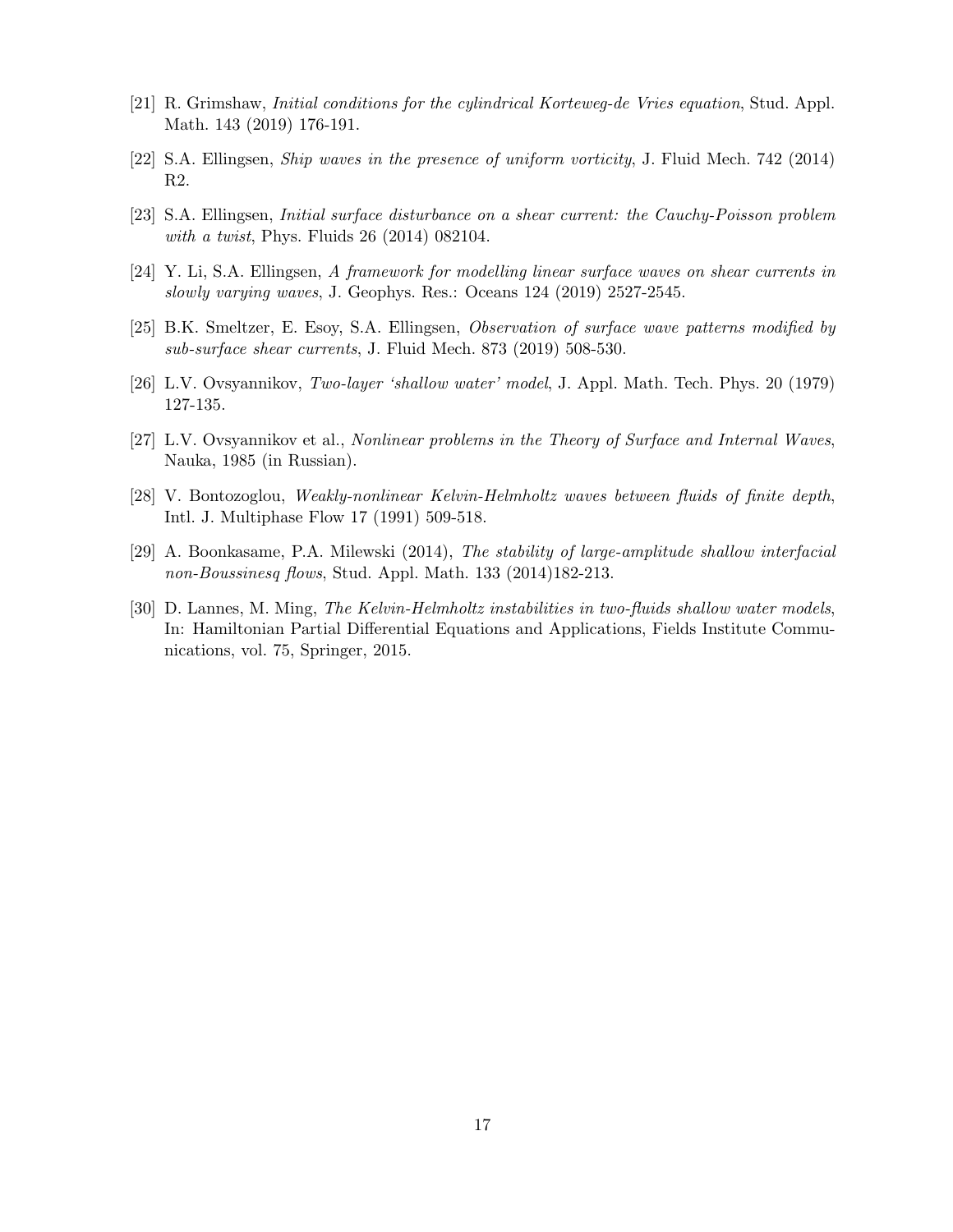[21] R. Grimshaw, *Initial conditions for the cylindrical Korteweg-de Vries equation*, Stud. Appl. Math. 143 (2019) 176-191.

[22] S.A. Ellingsen, *Ship waves in the presence of uniform vorticity*, J. Fluid Mech. 742 (2014) R2.

[23] S.A. Ellingsen, *Initial surface disturbance on a shear current: the Cauchy-Poisson problem with a twist*, Phys. Fluids 26 (2014) 082104.

[24] Y. Li, S.A. Ellingsen, *A framework for modelling linear surface waves on shear currents in slowly varying waves*, J. Geophys. Res.: Oceans 124 (2019) 2527-2545.

[25] B.K. Smeltzer, E. Esoy, S.A. Ellingsen, *Observation of surface wave patterns modified by sub-surface shear currents*, J. Fluid Math. 873 (2019) 508-530.

[26] L.V. Ovsyannikov, *Two-layer 'shallow water' model*, J. Appl. Math. Tech. Phys. 20 (1979) 127-135.

[27] L.V. Ovsyannikov et al., *Nonlinear problems in the Theory of Surface and Internal Waves*, Nauka, 1985 (in Russian).

[28] V. Bontozoglou, *Weakly-nonlinear Kelvin-Helmholtz waves between fluids of finite depth*, Intl. J. Multiphase Flow 17 (1991) 509-518.

[29] A. Boonkasame, P.A. Milewski (2014), *The stability of large-amplitude shallow interfacial non-Boussinesq flows*, Stud. Appl. Math. 133 (2014)182-213.

[30] D. Lannes, M. Ming, *The Kelvin-Helmholtz instabilities in two-fluids shallow water models*, In: Hamiltonian Partial Differential Equations and Applications, Fields Institute Communications, vol. 75, Springer, 2015.